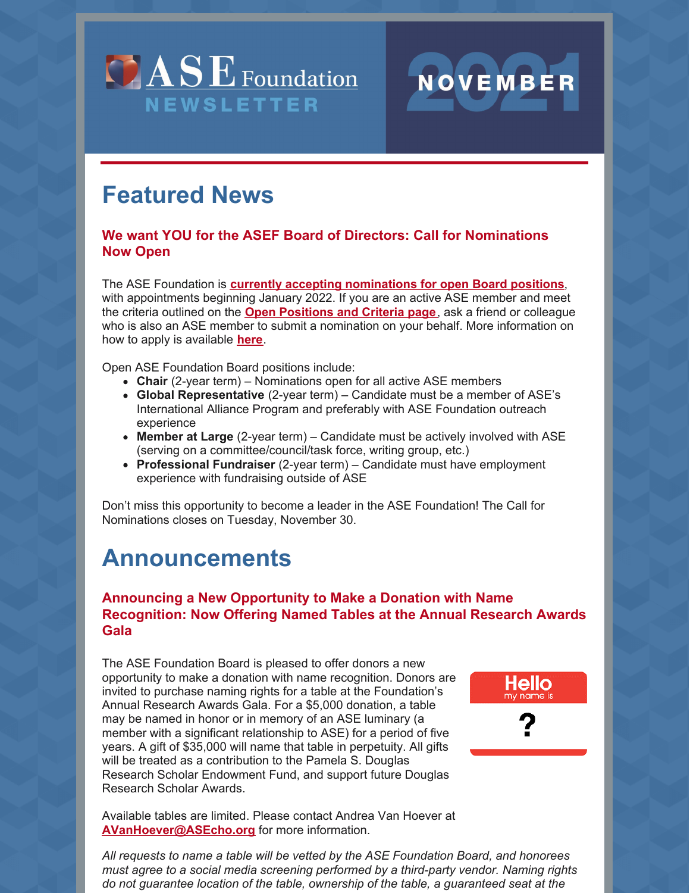# ASE Foundation NEWSLETTER

**NOVEMBER 2021**

## Featured News

### We want YOU for the ASEF Board of Directors: Call for Nominations Now Open

The ASE Foundation is **currently accepting nominations for open Board positions**, with appointments beginning January 2022. If you are an active ASE member and meet the criteria outlined on the **Open Positions and Criteria page**, ask a friend or colleague who is also an ASE member to submit a nomination on your behalf. More information on how to apply is available **here**.

Open ASE Foundation Board positions include:

- **Chair** (2-year term) – Nominations open for all active ASE members
- **Global Representative** (2-year term) – Candidate must be a member of ASE's International Alliance Program and preferably with ASE Foundation outreach experience
- **Member at Large** (2-year term) – Candidate must be actively involved with ASE (serving on a committee/council/task force, writing group, etc.)
- **Professional Fundraiser** (2-year term) – Candidate must have employment experience with fundraising outside of ASE

Don't miss this opportunity to become a leader in the ASE Foundation! The Call for Nominations closes on Tuesday, November 30.

## Announcements

### Announcing a New Opportunity to Make a Donation with Name Recognition: Now Offering Named Tables at the Annual Research Awards Gala

The ASE Foundation Board is pleased to offer donors a new opportunity to make a donation with name recognition. Donors are invited to purchase naming rights for a table at the Foundation's Annual Research Awards Gala. For a $5,000 donation, a table may be named in honor or in memory of an ASE luminary (a member with a significant relationship to ASE) for a period of five years. A gift of $35,000 will name that table in perpetuity. All gifts will be treated as a contribution to the Pamela S. Douglas Research Scholar Endowment Fund, and support future Douglas Research Scholar Awards.

Available tables are limited. Please contact Andrea Van Hoever at **AVanHoever@ASEcho.org** for more information.

*All requests to name a table will be vetted by the ASE Foundation Board, and honorees must agree to a social media screening performed by a third-party vendor. Naming rights do not guarantee location of the table, ownership of the table, a guaranteed seat at the*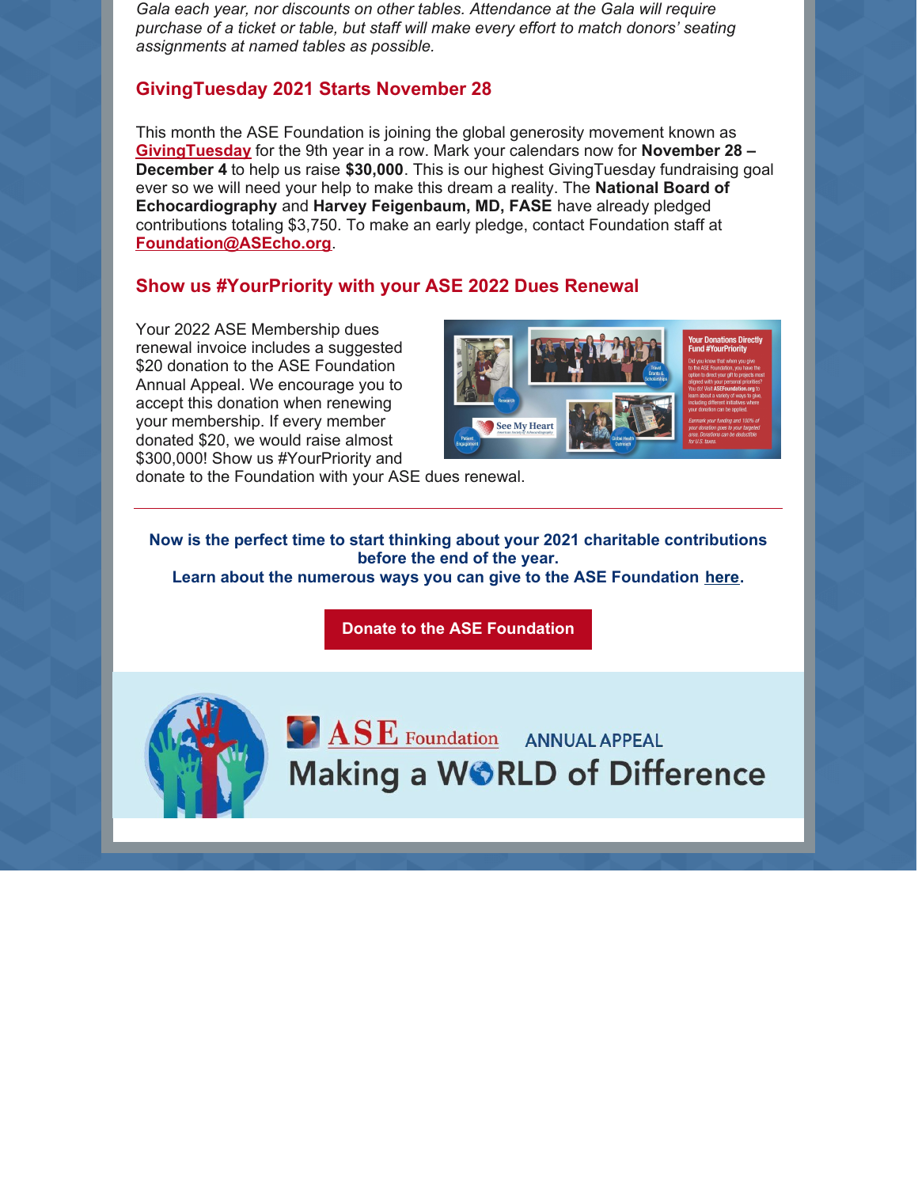*Gala each year, nor discounts on other tables. Attendance at the Gala will require purchase of a ticket or table, but staff will make every effort to match donors' seating assignments at named tables as possible.*

## GivingTuesday 2021 Starts November 28

This month the ASE Foundation is joining the global generosity movement known as **GivingTuesday** for the 9th year in a row. Mark your calendars now for **November 28 – December 4** to help us raise **$30,000**. This is our highest GivingTuesday fundraising goal ever so we will need your help to make this dream a reality. The **National Board of Echocardiography** and **Harvey Feigenbaum, MD, FASE** have already pledged contributions totaling $3,750. To make an early pledge, contact Foundation staff at **Foundation@ASEcho.org**.

## Show us #YourPriority with your ASE 2022 Dues Renewal

Your 2022 ASE Membership dues renewal invoice includes a suggested $20 donation to the ASE Foundation Annual Appeal. We encourage you to accept this donation when renewing your membership. If every member donated $20, we would raise almost $300,000! Show us #YourPriority and donate to the Foundation with your ASE dues renewal.

---

**Now is the perfect time to start thinking about your 2021 charitable contributions before the end of the year.**
**Learn about the numerous ways you can give to the ASE Foundation here.**

**Donate to the ASE Foundation**

ASE Foundation ANNUAL APPEAL
Making a WORLD of Difference